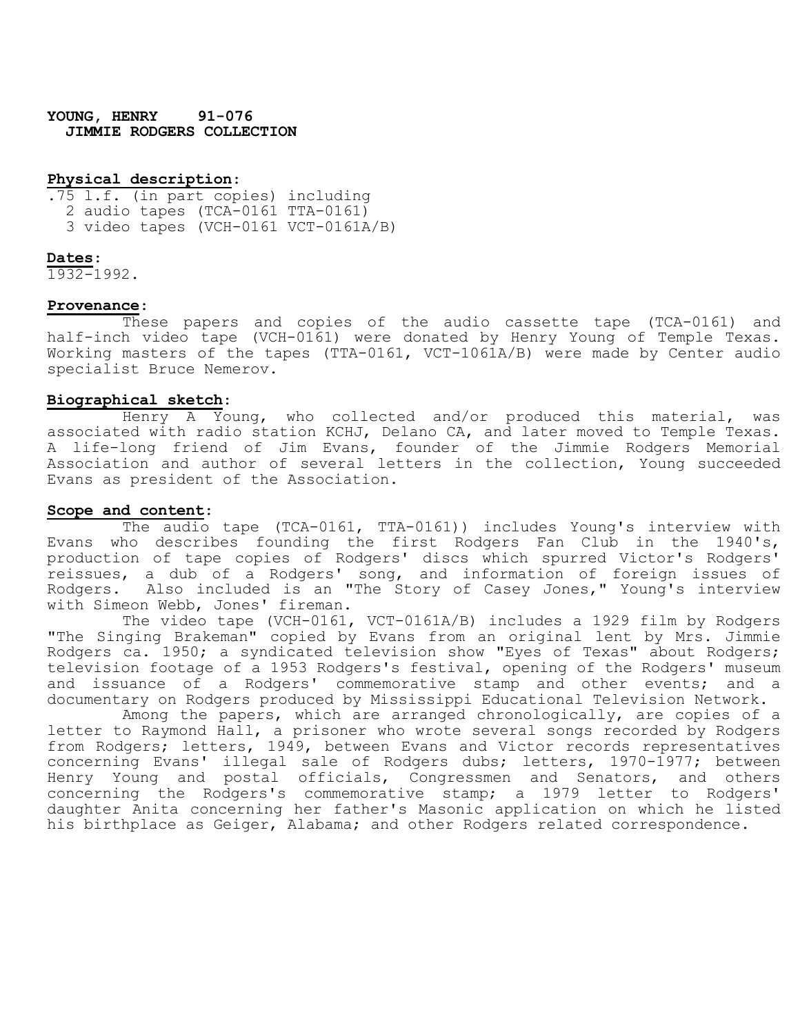**YOUNG, HENRY 91-076**
**JIMMIE RODGERS COLLECTION**

**Physical description**:
.75 l.f. (in part copies) including
2 audio tapes (TCA-0161 TTA-0161)
3 video tapes (VCH-0161 VCT-0161A/B)

**Dates**:
1932-1992.

**Provenance**:
These papers and copies of the audio cassette tape (TCA-0161) and half-inch video tape (VCH-0161) were donated by Henry Young of Temple Texas. Working masters of the tapes (TTA-0161, VCT-1061A/B) were made by Center audio specialist Bruce Nemerov.

**Biographical sketch**:
Henry A Young, who collected and/or produced this material, was associated with radio station KCHJ, Delano CA, and later moved to Temple Texas. A life-long friend of Jim Evans, founder of the Jimmie Rodgers Memorial Association and author of several letters in the collection, Young succeeded Evans as president of the Association.

**Scope and content**:
The audio tape (TCA-0161, TTA-0161)) includes Young's interview with Evans who describes founding the first Rodgers Fan Club in the 1940's, production of tape copies of Rodgers' discs which spurred Victor's Rodgers' reissues, a dub of a Rodgers' song, and information of foreign issues of Rodgers. Also included is an "The Story of Casey Jones," Young's interview with Simeon Webb, Jones' fireman.

The video tape (VCH-0161, VCT-0161A/B) includes a 1929 film by Rodgers "The Singing Brakeman" copied by Evans from an original lent by Mrs. Jimmie Rodgers ca. 1950; a syndicated television show "Eyes of Texas" about Rodgers; television footage of a 1953 Rodgers's festival, opening of the Rodgers' museum and issuance of a Rodgers' commemorative stamp and other events; and a documentary on Rodgers produced by Mississippi Educational Television Network.

Among the papers, which are arranged chronologically, are copies of a letter to Raymond Hall, a prisoner who wrote several songs recorded by Rodgers from Rodgers; letters, 1949, between Evans and Victor records representatives concerning Evans' illegal sale of Rodgers dubs; letters, 1970-1977; between Henry Young and postal officials, Congressmen and Senators, and others concerning the Rodgers's commemorative stamp; a 1979 letter to Rodgers' daughter Anita concerning her father's Masonic application on which he listed his birthplace as Geiger, Alabama; and other Rodgers related correspondence.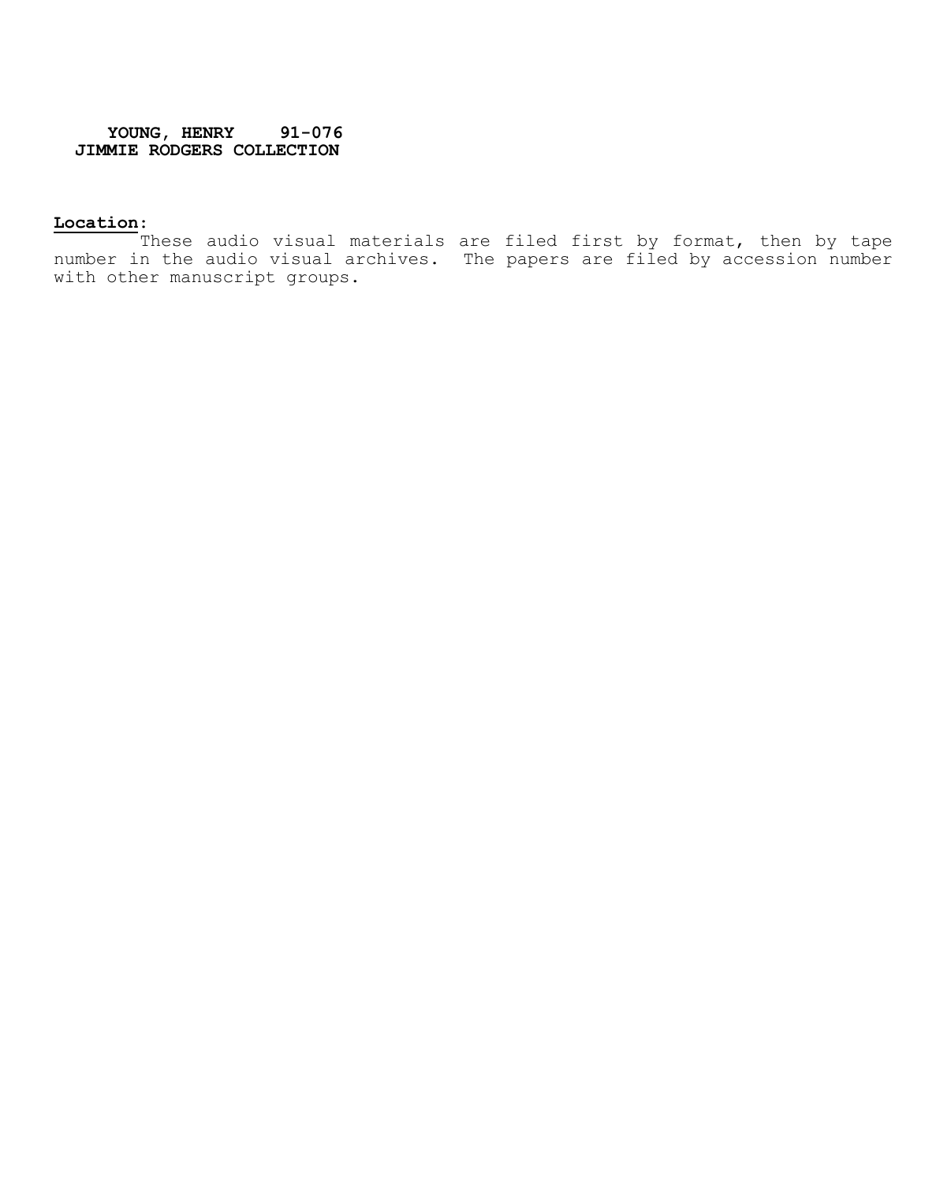**Location**:

These audio visual materials are filed first by format, then by tape number in the audio visual archives. The papers are filed by accession number with other manuscript groups.